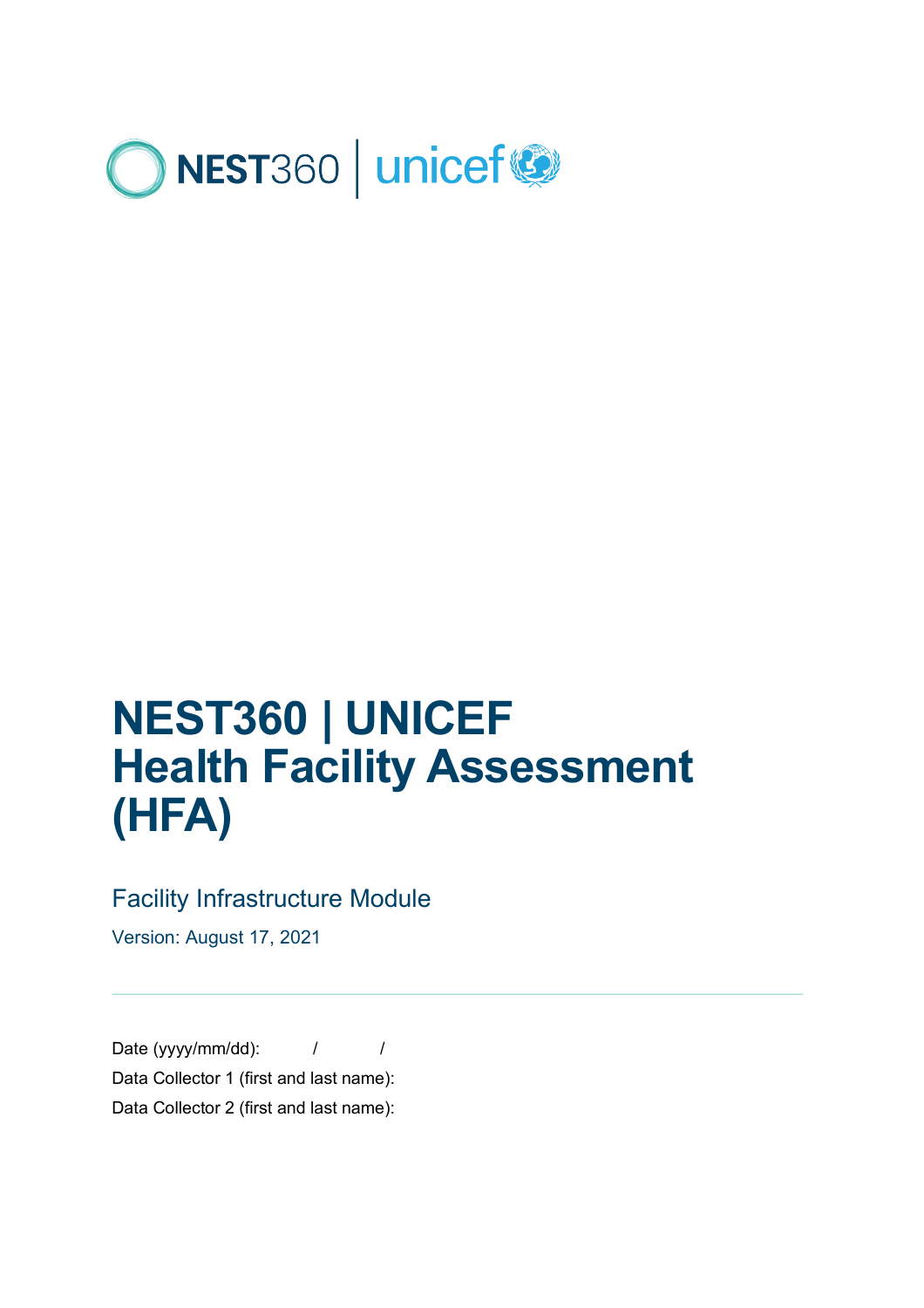NEST360 | unicef

# NEST360 | UNICEF Health Facility Assessment (HFA)

## Facility Infrastructure Module

Version: August 17, 2021

---

Date (yyyy/mm/dd): / /

Data Collector 1 (first and last name):

Data Collector 2 (first and last name):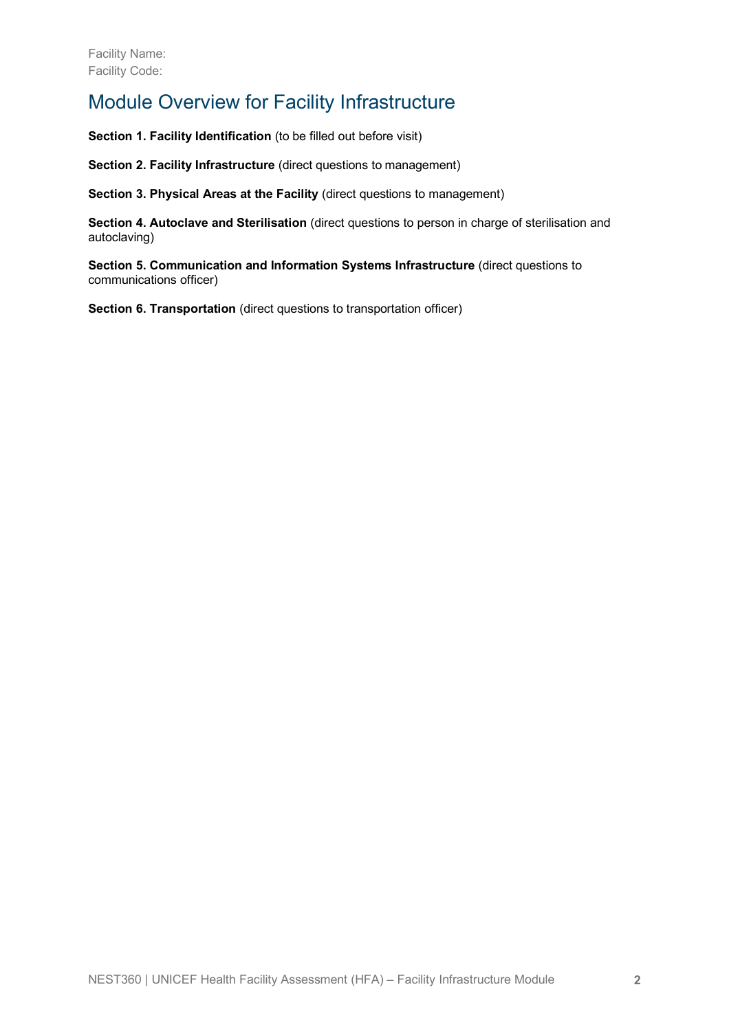Facility Name:
Facility Code:

## Module Overview for Facility Infrastructure

**Section 1. Facility Identification** (to be filled out before visit)

**Section 2. Facility Infrastructure** (direct questions to management)

**Section 3. Physical Areas at the Facility** (direct questions to management)

**Section 4. Autoclave and Sterilisation** (direct questions to person in charge of sterilisation and autoclaving)

**Section 5. Communication and Information Systems Infrastructure** (direct questions to communications officer)

**Section 6. Transportation** (direct questions to transportation officer)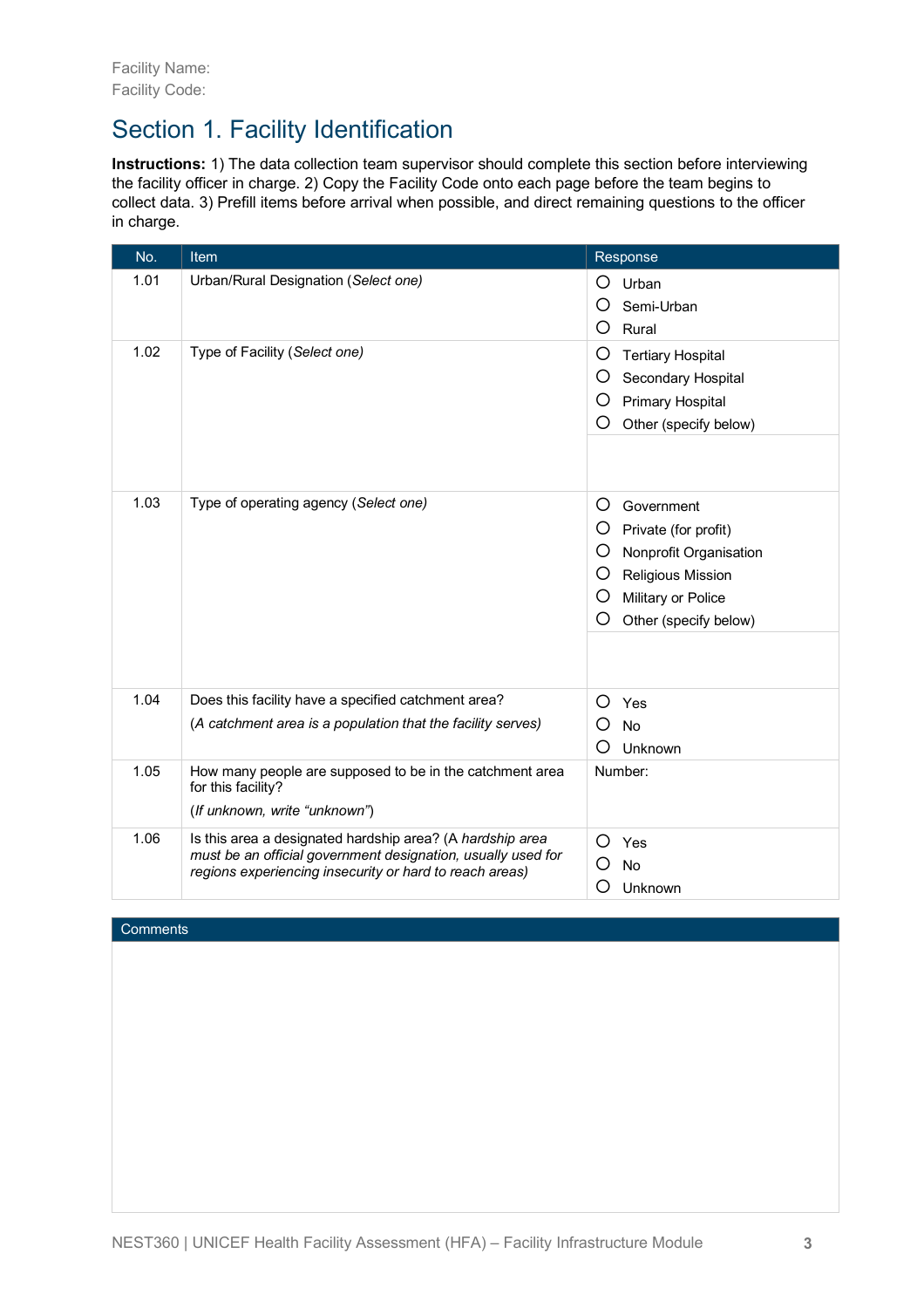Facility Name:
Facility Code:

# Section 1. Facility Identification

**Instructions:** 1) The data collection team supervisor should complete this section before interviewing the facility officer in charge. 2) Copy the Facility Code onto each page before the team begins to collect data. 3) Prefill items before arrival when possible, and direct remaining questions to the officer in charge.

| No. | Item | Response |
|---|---|---|
| 1.01 | Urban/Rural Designation (*Select one)* | ○ Urban<br>○ Semi-Urban<br>○ Rural |
| 1.02 | Type of Facility (*Select one)* | ○ Tertiary Hospital<br>○ Secondary Hospital<br>○ Primary Hospital<br>○ Other (specify below) |
| 1.03 | Type of operating agency (*Select one)* | ○ Government<br>○ Private (for profit)<br>○ Nonprofit Organisation<br>○ Religious Mission<br>○ Military or Police<br>○ Other (specify below) |
| 1.04 | Does this facility have a specified catchment area?<br>(*A catchment area is a population that the facility serves)* | ○ Yes<br>○ No<br>○ Unknown |
| 1.05 | How many people are supposed to be in the catchment area for this facility?<br>(*If unknown, write "unknown"*) | Number: |
| 1.06 | Is this area a designated hardship area? (A *hardship area must be an official government designation, usually used for regions experiencing insecurity or hard to reach areas)* | ○ Yes<br>○ No<br>○ Unknown |

| Comments |
|---|
| |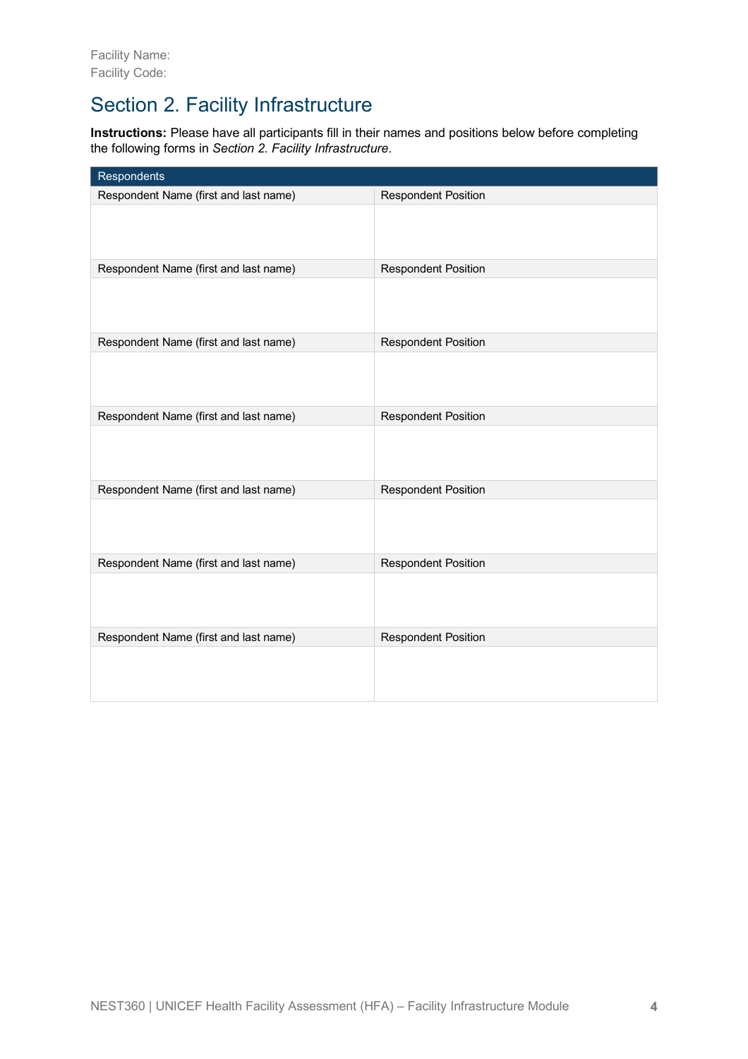Facility Name:
Facility Code:

## Section 2. Facility Infrastructure

**Instructions:** Please have all participants fill in their names and positions below before completing the following forms in *Section 2. Facility Infrastructure*.

| Respondents | |
|---|---|
| Respondent Name (first and last name) | Respondent Position |
| | |
| Respondent Name (first and last name) | Respondent Position |
| | |
| Respondent Name (first and last name) | Respondent Position |
| | |
| Respondent Name (first and last name) | Respondent Position |
| | |
| Respondent Name (first and last name) | Respondent Position |
| | |
| Respondent Name (first and last name) | Respondent Position |
| | |
| Respondent Name (first and last name) | Respondent Position |
| | |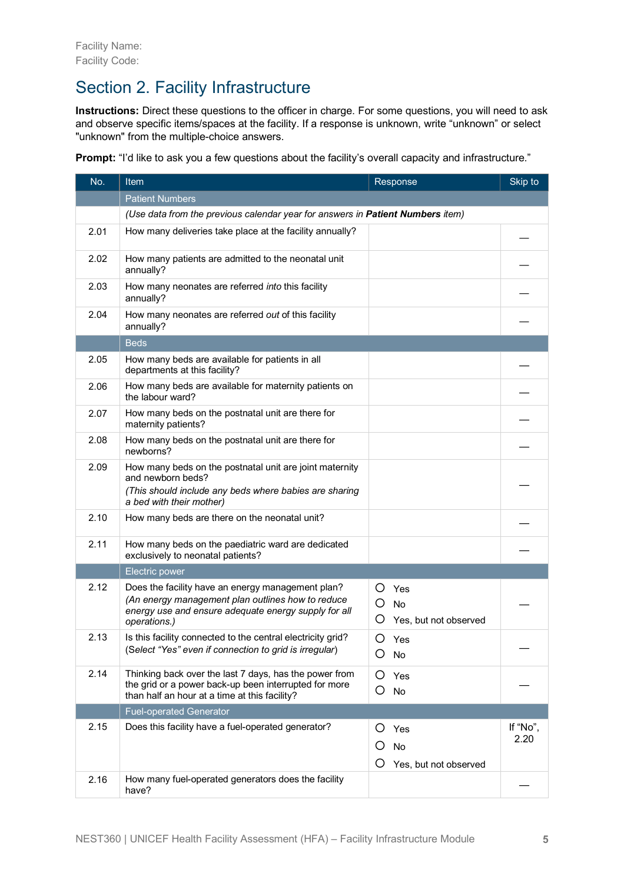Facility Name:
Facility Code:

# Section 2. Facility Infrastructure

**Instructions:** Direct these questions to the officer in charge. For some questions, you will need to ask and observe specific items/spaces at the facility. If a response is unknown, write "unknown" or select "unknown" from the multiple-choice answers.

**Prompt:** "I'd like to ask you a few questions about the facility's overall capacity and infrastructure."

| No. | Item | Response | Skip to |
|---|---|---|---|
| | Patient Numbers | | |
| | *(Use data from the previous calendar year for answers in* ***Patient Numbers*** *item)* | | |
| 2.01 | How many deliveries take place at the facility annually? | | — |
| 2.02 | How many patients are admitted to the neonatal unit annually? | | — |
| 2.03 | How many neonates are referred *into* this facility annually? | | — |
| 2.04 | How many neonates are referred *out* of this facility annually? | | — |
| | Beds | | |
| 2.05 | How many beds are available for patients in all departments at this facility? | | — |
| 2.06 | How many beds are available for maternity patients on the labour ward? | | — |
| 2.07 | How many beds on the postnatal unit are there for maternity patients? | | — |
| 2.08 | How many beds on the postnatal unit are there for newborns? | | — |
| 2.09 | How many beds on the postnatal unit are joint maternity and newborn beds? *(This should include any beds where babies are sharing a bed with their mother)* | | — |
| 2.10 | How many beds are there on the neonatal unit? | | — |
| 2.11 | How many beds on the paediatric ward are dedicated exclusively to neonatal patients? | | — |
| | Electric power | | |
| 2.12 | Does the facility have an energy management plan? *(An energy management plan outlines how to reduce energy use and ensure adequate energy supply for all operations.)* | ○ Yes<br>○ No<br>○ Yes, but not observed | — |
| 2.13 | Is this facility connected to the central electricity grid? (*Select "Yes" even if connection to grid is irregular*) | ○ Yes<br>○ No | — |
| 2.14 | Thinking back over the last 7 days, has the power from the grid or a power back-up been interrupted for more than half an hour at a time at this facility? | ○ Yes<br>○ No | — |
| | Fuel-operated Generator | | |
| 2.15 | Does this facility have a fuel-operated generator? | ○ Yes<br>○ No<br>○ Yes, but not observed | If "No", 2.20 |
| 2.16 | How many fuel-operated generators does the facility have? | | — |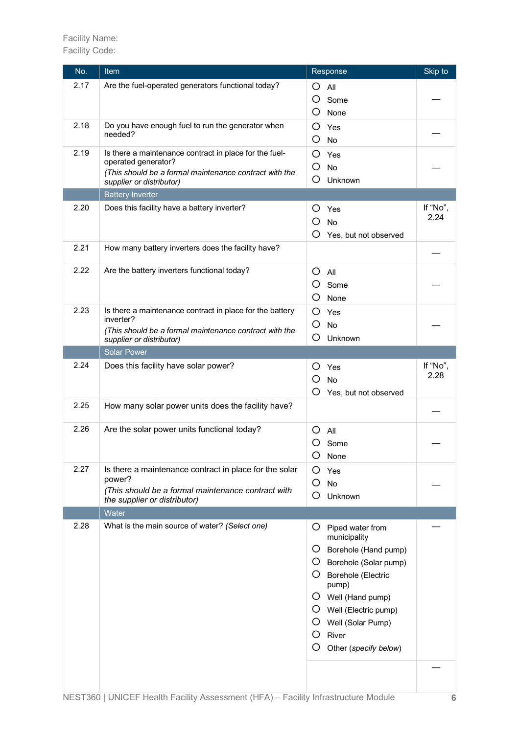Facility Name:
Facility Code:

| No. | Item | Response | Skip to |
|---|---|---|---|
| 2.17 | Are the fuel-operated generators functional today? | ○ All<br>○ Some<br>○ None | — |
| 2.18 | Do you have enough fuel to run the generator when needed? | ○ Yes<br>○ No | — |
| 2.19 | Is there a maintenance contract in place for the fuel-operated generator?<br>*(This should be a formal maintenance contract with the supplier or distributor)* | ○ Yes<br>○ No<br>○ Unknown | — |
| | **Battery Inverter** | | |
| 2.20 | Does this facility have a battery inverter? | ○ Yes<br>○ No<br>○ Yes, but not observed | If "No", 2.24 |
| 2.21 | How many battery inverters does the facility have? | | — |
| 2.22 | Are the battery inverters functional today? | ○ All<br>○ Some<br>○ None | — |
| 2.23 | Is there a maintenance contract in place for the battery inverter?<br>*(This should be a formal maintenance contract with the supplier or distributor)* | ○ Yes<br>○ No<br>○ Unknown | — |
| | **Solar Power** | | |
| 2.24 | Does this facility have solar power? | ○ Yes<br>○ No<br>○ Yes, but not observed | If "No", 2.28 |
| 2.25 | How many solar power units does the facility have? | | — |
| 2.26 | Are the solar power units functional today? | ○ All<br>○ Some<br>○ None | — |
| 2.27 | Is there a maintenance contract in place for the solar power?<br>*(This should be a formal maintenance contract with the supplier or distributor)* | ○ Yes<br>○ No<br>○ Unknown | — |
| | **Water** | | |
| 2.28 | What is the main source of water? *(Select one)* | ○ Piped water from municipality<br>○ Borehole (Hand pump)<br>○ Borehole (Solar pump)<br>○ Borehole (Electric pump)<br>○ Well (Hand pump)<br>○ Well (Electric pump)<br>○ Well (Solar Pump)<br>○ River<br>○ Other (*specify below*) | — |
| | | | — |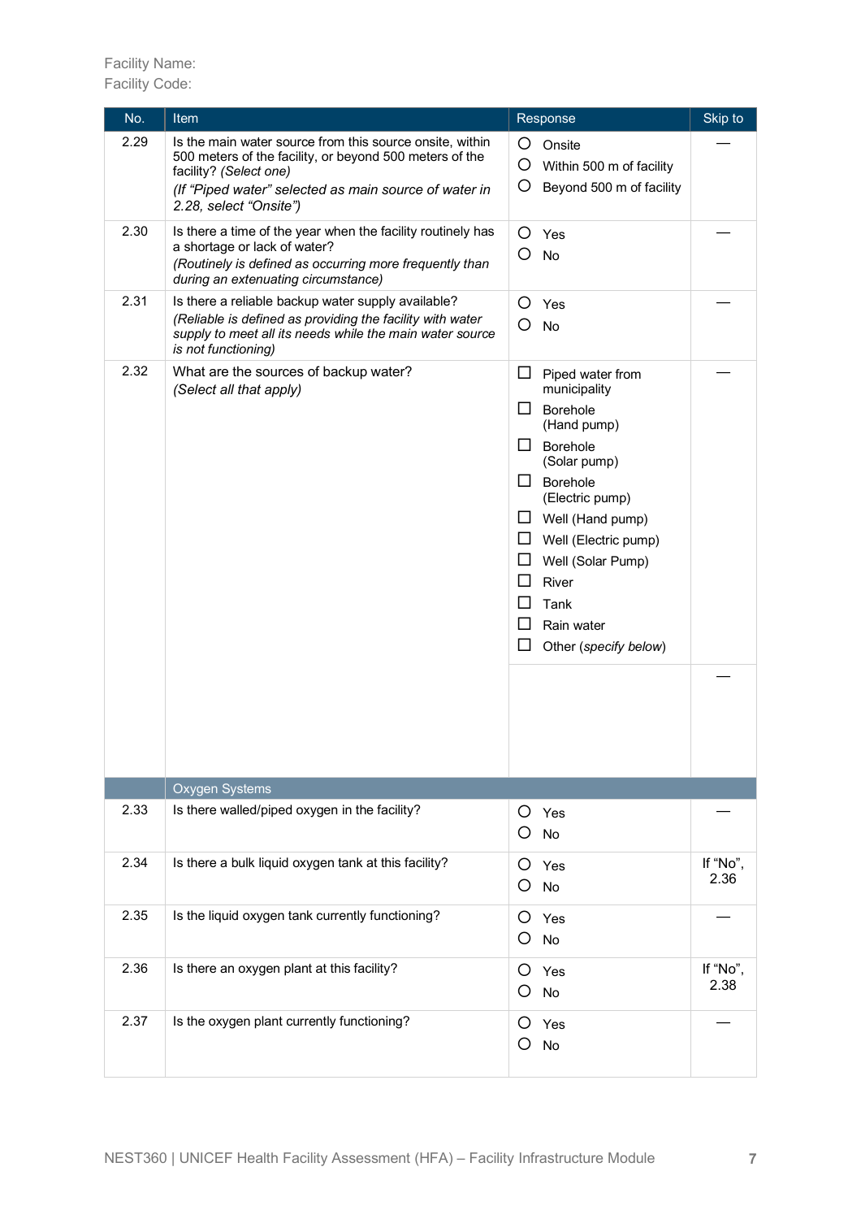Facility Name:
Facility Code:

| No. | Item | Response | Skip to |
|---|---|---|---|
| 2.29 | Is the main water source from this source onsite, within 500 meters of the facility, or beyond 500 meters of the facility? *(Select one)*<br>*(If "Piped water" selected as main source of water in 2.28, select "Onsite")* | ○ Onsite<br>○ Within 500 m of facility<br>○ Beyond 500 m of facility | — |
| 2.30 | Is there a time of the year when the facility routinely has a shortage or lack of water?<br>*(Routinely is defined as occurring more frequently than during an extenuating circumstance)* | ○ Yes<br>○ No | — |
| 2.31 | Is there a reliable backup water supply available?<br>*(Reliable is defined as providing the facility with water supply to meet all its needs while the main water source is not functioning)* | ○ Yes<br>○ No | — |
| 2.32 | What are the sources of backup water?<br>*(Select all that apply)* | ☐ Piped water from municipality<br>☐ Borehole (Hand pump)<br>☐ Borehole (Solar pump)<br>☐ Borehole (Electric pump)<br>☐ Well (Hand pump)<br>☐ Well (Electric pump)<br>☐ Well (Solar Pump)<br>☐ River<br>☐ Tank<br>☐ Rain water<br>☐ Other (*specify below*) | — |
| | | | — |
| | **Oxygen Systems** | | |
| 2.33 | Is there walled/piped oxygen in the facility? | ○ Yes<br>○ No | — |
| 2.34 | Is there a bulk liquid oxygen tank at this facility? | ○ Yes<br>○ No | If "No", 2.36 |
| 2.35 | Is the liquid oxygen tank currently functioning? | ○ Yes<br>○ No | — |
| 2.36 | Is there an oxygen plant at this facility? | ○ Yes<br>○ No | If "No", 2.38 |
| 2.37 | Is the oxygen plant currently functioning? | ○ Yes<br>○ No | — |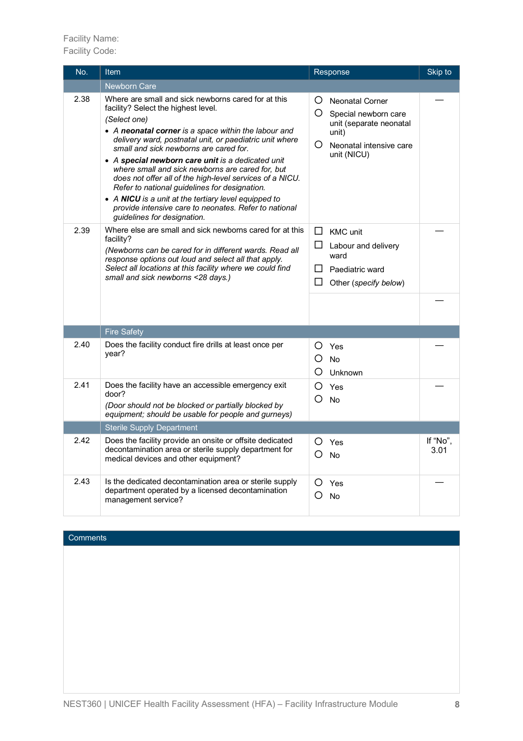Facility Name:
Facility Code:

| No. | Item | Response | Skip to |
|---|---|---|---|
| | **Newborn Care** | | |
| 2.38 | Where are small and sick newborns cared for at this facility? Select the highest level.<br>*(Select one)*<br>• *A* ***neonatal corner*** *is a space within the labour and delivery ward, postnatal unit, or paediatric unit where small and sick newborns are cared for.*<br>• *A* ***special newborn care unit*** *is a dedicated unit where small and sick newborns are cared for, but does not offer all of the high-level services of a NICU. Refer to national guidelines for designation.*<br>• *A* ***NICU*** *is a unit at the tertiary level equipped to provide intensive care to neonates. Refer to national guidelines for designation.* | ○ Neonatal Corner<br>○ Special newborn care unit (separate neonatal unit)<br>○ Neonatal intensive care unit (NICU) | — |
| 2.39 | Where else are small and sick newborns cared for at this facility?<br>*(Newborns can be cared for in different wards. Read all response options out loud and select all that apply. Select all locations at this facility where we could find small and sick newborns <28 days.)* | ☐ KMC unit<br>☐ Labour and delivery ward<br>☐ Paediatric ward<br>☐ Other (*specify below*) | — |
| | | | — |
| | **Fire Safety** | | |
| 2.40 | Does the facility conduct fire drills at least once per year? | ○ Yes<br>○ No<br>○ Unknown | — |
| 2.41 | Does the facility have an accessible emergency exit door?<br>*(Door should not be blocked or partially blocked by equipment; should be usable for people and gurneys)* | ○ Yes<br>○ No | — |
| | **Sterile Supply Department** | | |
| 2.42 | Does the facility provide an onsite or offsite dedicated decontamination area or sterile supply department for medical devices and other equipment? | ○ Yes<br>○ No | If "No", 3.01 |
| 2.43 | Is the dedicated decontamination area or sterile supply department operated by a licensed decontamination management service? | ○ Yes<br>○ No | — |

| Comments |
|---|
| |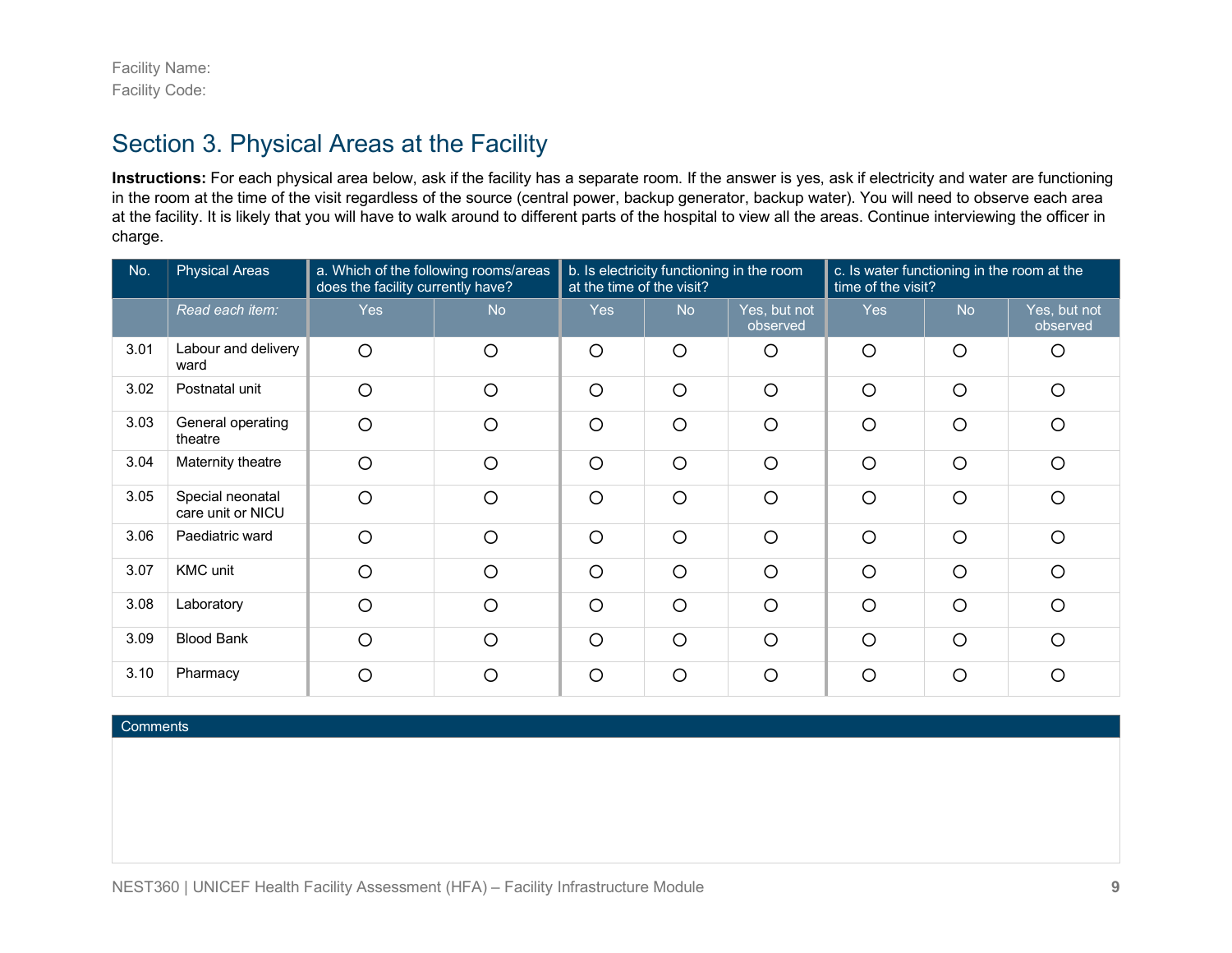Facility Name:
Facility Code:

## Section 3. Physical Areas at the Facility

**Instructions:** For each physical area below, ask if the facility has a separate room. If the answer is yes, ask if electricity and water are functioning in the room at the time of the visit regardless of the source (central power, backup generator, backup water). You will need to observe each area at the facility. It is likely that you will have to walk around to different parts of the hospital to view all the areas. Continue interviewing the officer in charge.

| No. | Physical Areas | a. Which of the following rooms/areas does the facility currently have? | | b. Is electricity functioning in the room at the time of the visit? | | | c. Is water functioning in the room at the time of the visit? | | |
|---|---|---|---|---|---|---|---|---|---|
| | *Read each item:* | Yes | No | Yes | No | Yes, but not observed | Yes | No | Yes, but not observed |
| 3.01 | Labour and delivery ward | ○ | ○ | ○ | ○ | ○ | ○ | ○ | ○ |
| 3.02 | Postnatal unit | ○ | ○ | ○ | ○ | ○ | ○ | ○ | ○ |
| 3.03 | General operating theatre | ○ | ○ | ○ | ○ | ○ | ○ | ○ | ○ |
| 3.04 | Maternity theatre | ○ | ○ | ○ | ○ | ○ | ○ | ○ | ○ |
| 3.05 | Special neonatal care unit or NICU | ○ | ○ | ○ | ○ | ○ | ○ | ○ | ○ |
| 3.06 | Paediatric ward | ○ | ○ | ○ | ○ | ○ | ○ | ○ | ○ |
| 3.07 | KMC unit | ○ | ○ | ○ | ○ | ○ | ○ | ○ | ○ |
| 3.08 | Laboratory | ○ | ○ | ○ | ○ | ○ | ○ | ○ | ○ |
| 3.09 | Blood Bank | ○ | ○ | ○ | ○ | ○ | ○ | ○ | ○ |
| 3.10 | Pharmacy | ○ | ○ | ○ | ○ | ○ | ○ | ○ | ○ |

| Comments |
|---|
| |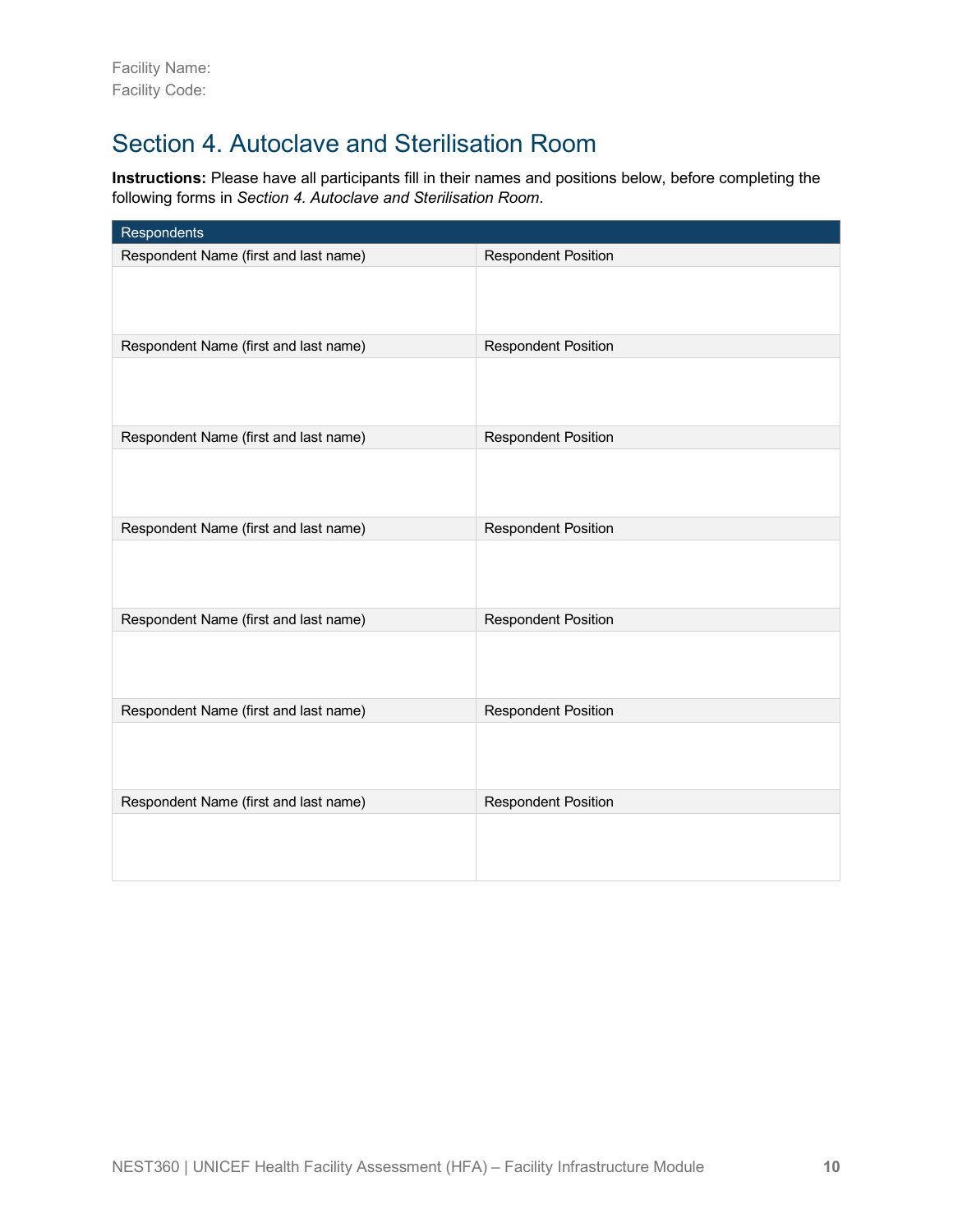Facility Name:
Facility Code:

## Section 4. Autoclave and Sterilisation Room

**Instructions:** Please have all participants fill in their names and positions below, before completing the following forms in *Section 4. Autoclave and Sterilisation Room*.

| Respondents | |
|---|---|
| Respondent Name (first and last name) | Respondent Position |
| | |
| Respondent Name (first and last name) | Respondent Position |
| | |
| Respondent Name (first and last name) | Respondent Position |
| | |
| Respondent Name (first and last name) | Respondent Position |
| | |
| Respondent Name (first and last name) | Respondent Position |
| | |
| Respondent Name (first and last name) | Respondent Position |
| | |
| Respondent Name (first and last name) | Respondent Position |
| | |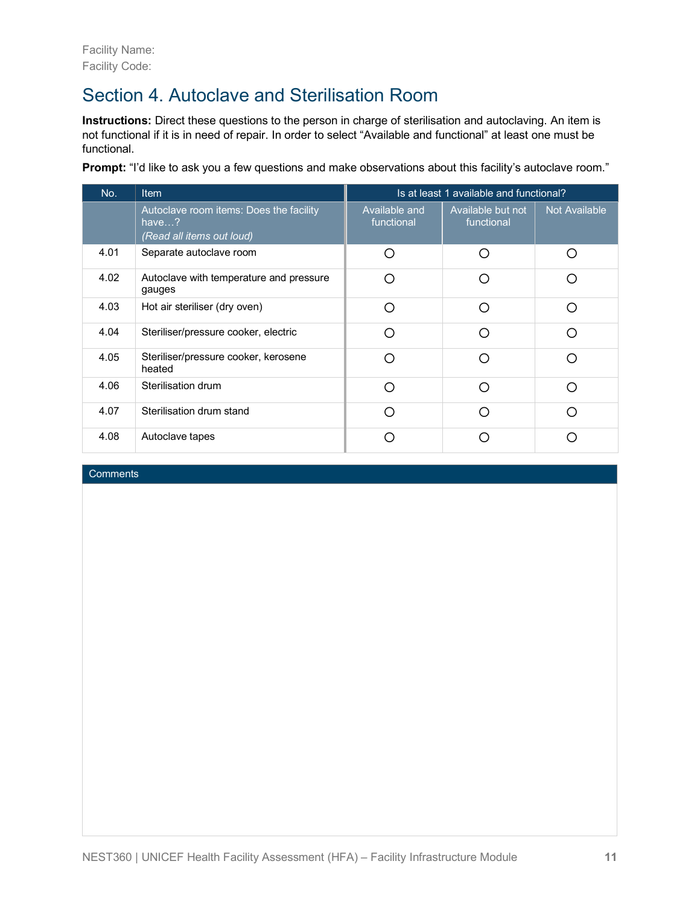Facility Name:
Facility Code:

# Section 4. Autoclave and Sterilisation Room

**Instructions:** Direct these questions to the person in charge of sterilisation and autoclaving. An item is not functional if it is in need of repair. In order to select "Available and functional" at least one must be functional.

**Prompt:** "I'd like to ask you a few questions and make observations about this facility's autoclave room."

| No. | Item | Is at least 1 available and functional? | | |
|---|---|---|---|---|
| | Autoclave room items: Does the facility have…? *(Read all items out loud)* | Available and functional | Available but not functional | Not Available |
| 4.01 | Separate autoclave room | ○ | ○ | ○ |
| 4.02 | Autoclave with temperature and pressure gauges | ○ | ○ | ○ |
| 4.03 | Hot air steriliser (dry oven) | ○ | ○ | ○ |
| 4.04 | Steriliser/pressure cooker, electric | ○ | ○ | ○ |
| 4.05 | Steriliser/pressure cooker, kerosene heated | ○ | ○ | ○ |
| 4.06 | Sterilisation drum | ○ | ○ | ○ |
| 4.07 | Sterilisation drum stand | ○ | ○ | ○ |
| 4.08 | Autoclave tapes | ○ | ○ | ○ |

| Comments |
|---|
| |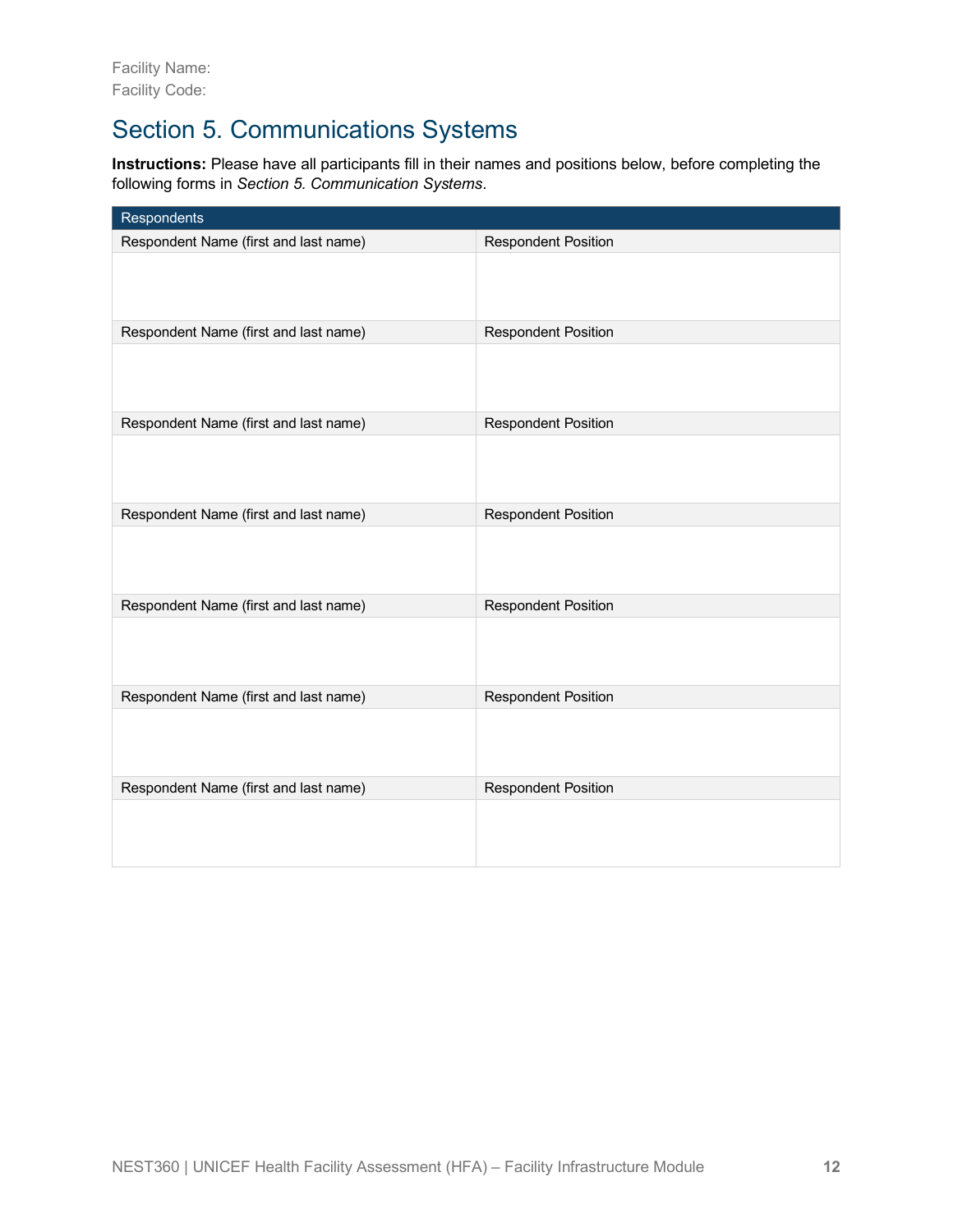Facility Name:
Facility Code:

## Section 5. Communications Systems

**Instructions:** Please have all participants fill in their names and positions below, before completing the following forms in *Section 5. Communication Systems*.

| Respondents | |
|---|---|
| Respondent Name (first and last name) | Respondent Position |
| | |
| Respondent Name (first and last name) | Respondent Position |
| | |
| Respondent Name (first and last name) | Respondent Position |
| | |
| Respondent Name (first and last name) | Respondent Position |
| | |
| Respondent Name (first and last name) | Respondent Position |
| | |
| Respondent Name (first and last name) | Respondent Position |
| | |
| Respondent Name (first and last name) | Respondent Position |
| | |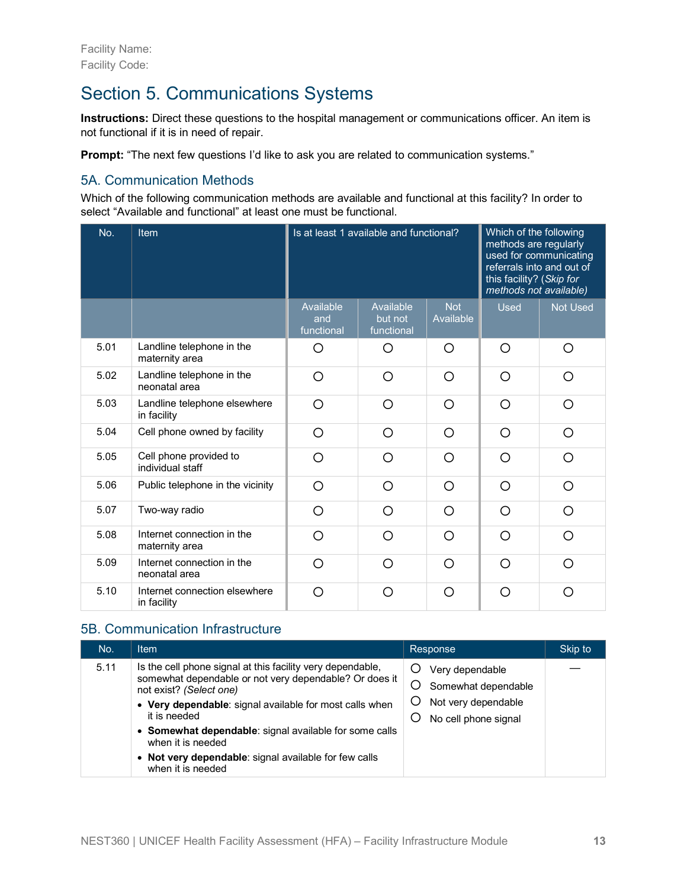Facility Name:
Facility Code:

# Section 5. Communications Systems

**Instructions:** Direct these questions to the hospital management or communications officer. An item is not functional if it is in need of repair.

**Prompt:** "The next few questions I'd like to ask you are related to communication systems."

## 5A. Communication Methods

Which of the following communication methods are available and functional at this facility? In order to select "Available and functional" at least one must be functional.

| No. | Item | Is at least 1 available and functional? | | | Which of the following methods are regularly used for communicating referrals into and out of this facility? (*Skip for methods not available)* | |
|---|---|---|---|---|---|---|
| | | Available and functional | Available but not functional | Not Available | Used | Not Used |
| 5.01 | Landline telephone in the maternity area | ○ | ○ | ○ | ○ | ○ |
| 5.02 | Landline telephone in the neonatal area | ○ | ○ | ○ | ○ | ○ |
| 5.03 | Landline telephone elsewhere in facility | ○ | ○ | ○ | ○ | ○ |
| 5.04 | Cell phone owned by facility | ○ | ○ | ○ | ○ | ○ |
| 5.05 | Cell phone provided to individual staff | ○ | ○ | ○ | ○ | ○ |
| 5.06 | Public telephone in the vicinity | ○ | ○ | ○ | ○ | ○ |
| 5.07 | Two-way radio | ○ | ○ | ○ | ○ | ○ |
| 5.08 | Internet connection in the maternity area | ○ | ○ | ○ | ○ | ○ |
| 5.09 | Internet connection in the neonatal area | ○ | ○ | ○ | ○ | ○ |
| 5.10 | Internet connection elsewhere in facility | ○ | ○ | ○ | ○ | ○ |

## 5B. Communication Infrastructure

| No. | Item | Response | Skip to |
|---|---|---|---|
| 5.11 | Is the cell phone signal at this facility very dependable, somewhat dependable or not very dependable? Or does it not exist? *(Select one)*<br>• **Very dependable**: signal available for most calls when it is needed<br>• **Somewhat dependable**: signal available for some calls when it is needed<br>• **Not very dependable**: signal available for few calls when it is needed | ○ Very dependable<br>○ Somewhat dependable<br>○ Not very dependable<br>○ No cell phone signal | — |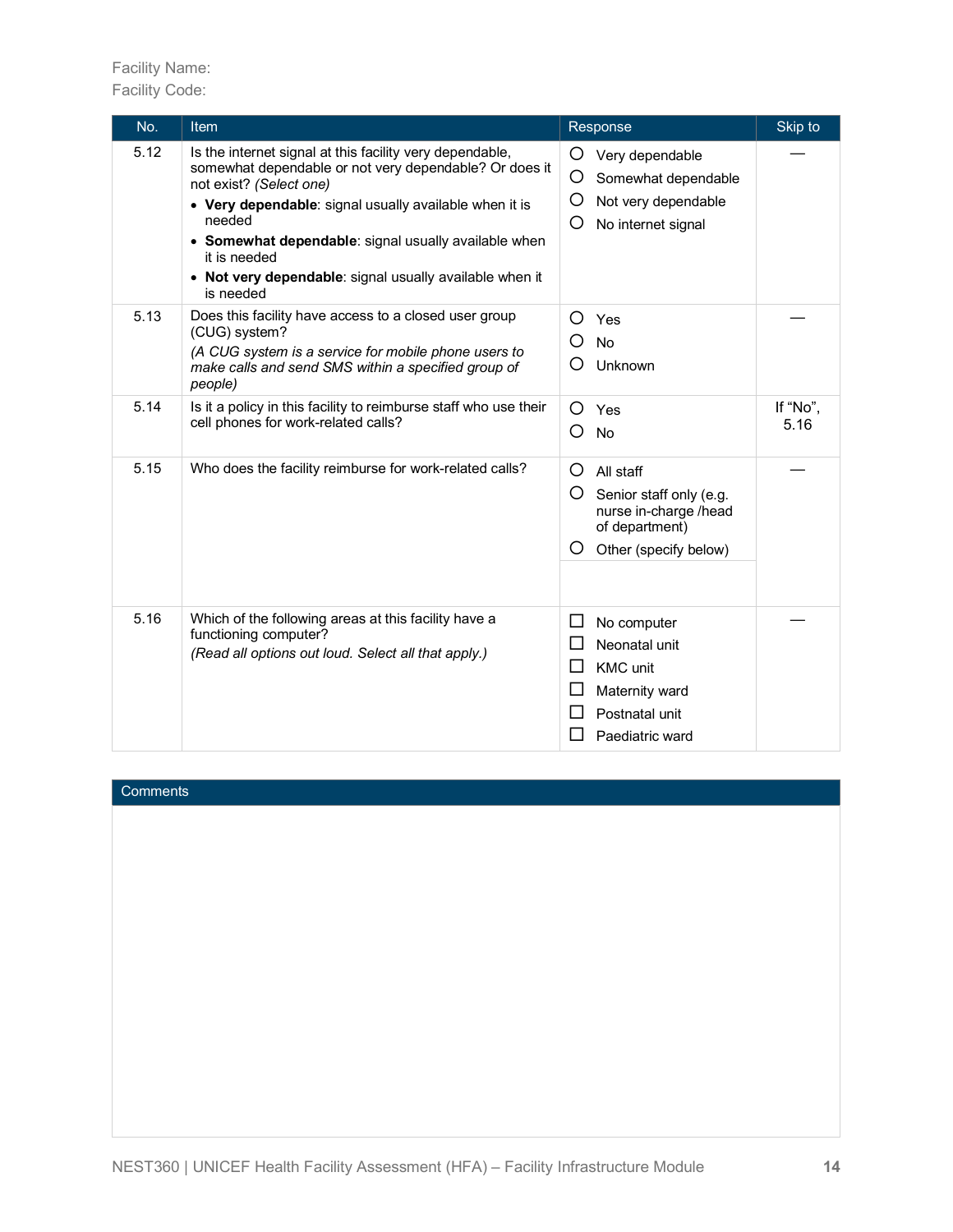Facility Name:
Facility Code:

| No. | Item | Response | Skip to |
|---|---|---|---|
| 5.12 | Is the internet signal at this facility very dependable, somewhat dependable or not very dependable? Or does it not exist? *(Select one)*<br>• **Very dependable**: signal usually available when it is needed<br>• **Somewhat dependable**: signal usually available when it is needed<br>• **Not very dependable**: signal usually available when it is needed | ○ Very dependable<br>○ Somewhat dependable<br>○ Not very dependable<br>○ No internet signal | — |
| 5.13 | Does this facility have access to a closed user group (CUG) system?<br>*(A CUG system is a service for mobile phone users to make calls and send SMS within a specified group of people)* | ○ Yes<br>○ No<br>○ Unknown | — |
| 5.14 | Is it a policy in this facility to reimburse staff who use their cell phones for work-related calls? | ○ Yes<br>○ No | If "No", 5.16 |
| 5.15 | Who does the facility reimburse for work-related calls? | ○ All staff<br>○ Senior staff only (e.g. nurse in-charge /head of department)<br>○ Other (specify below) | — |
| 5.16 | Which of the following areas at this facility have a functioning computer?<br>*(Read all options out loud. Select all that apply.)* | ☐ No computer<br>☐ Neonatal unit<br>☐ KMC unit<br>☐ Maternity ward<br>☐ Postnatal unit<br>☐ Paediatric ward | — |

| Comments |
|---|
| |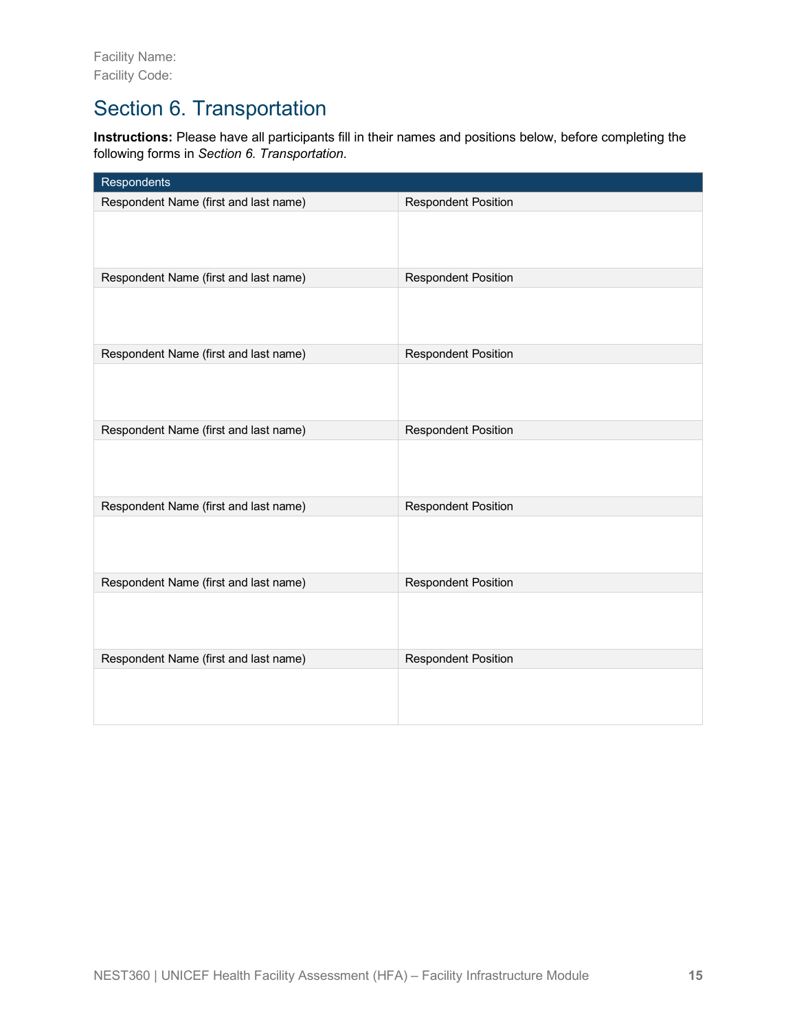Facility Name:
Facility Code:

# Section 6. Transportation

**Instructions:** Please have all participants fill in their names and positions below, before completing the following forms in *Section 6. Transportation*.

| Respondents | |
|---|---|
| Respondent Name (first and last name) | Respondent Position |
| | |
| Respondent Name (first and last name) | Respondent Position |
| | |
| Respondent Name (first and last name) | Respondent Position |
| | |
| Respondent Name (first and last name) | Respondent Position |
| | |
| Respondent Name (first and last name) | Respondent Position |
| | |
| Respondent Name (first and last name) | Respondent Position |
| | |
| Respondent Name (first and last name) | Respondent Position |
| | |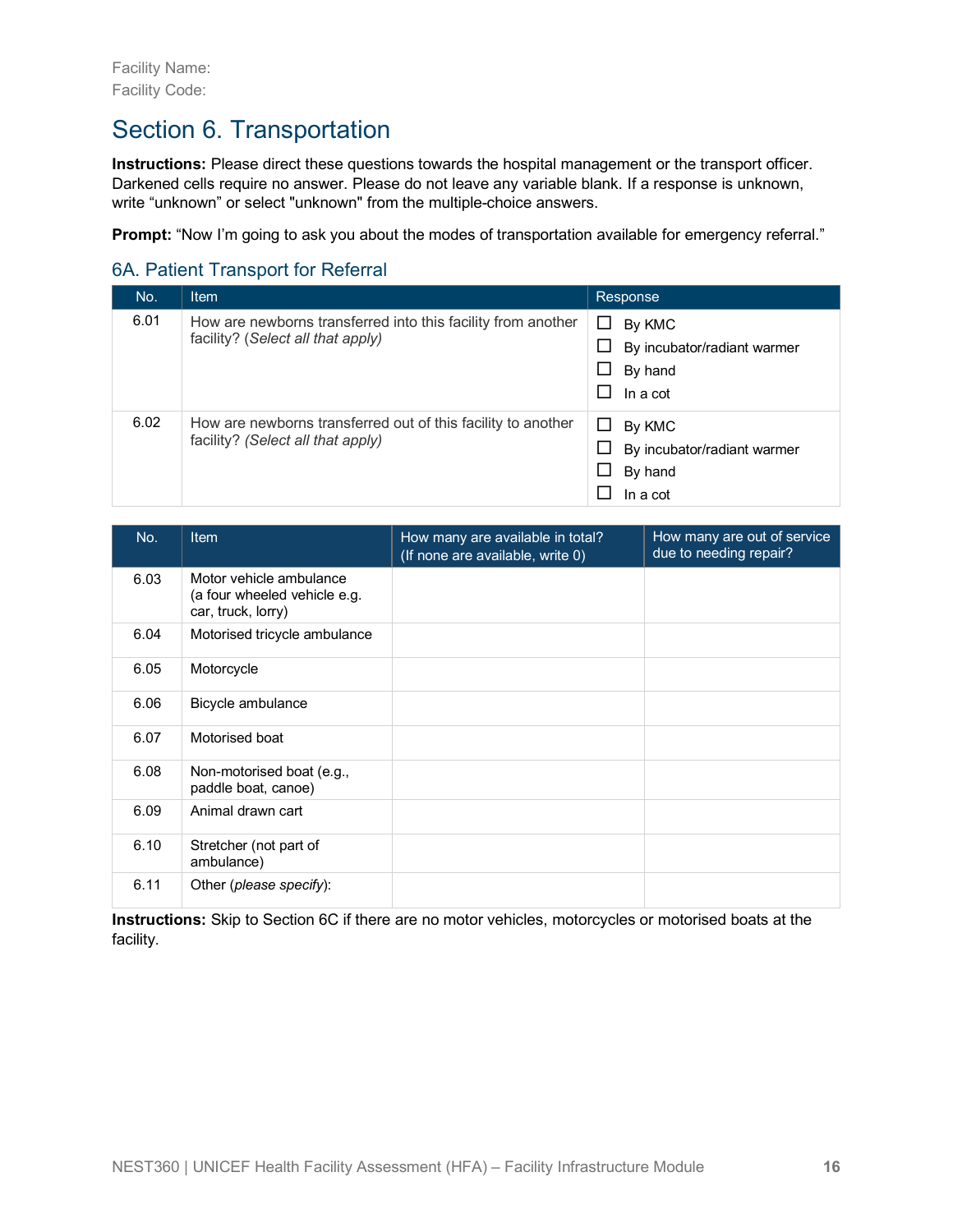Facility Name:
Facility Code:

# Section 6. Transportation

**Instructions:** Please direct these questions towards the hospital management or the transport officer. Darkened cells require no answer. Please do not leave any variable blank. If a response is unknown, write "unknown" or select "unknown" from the multiple-choice answers.

**Prompt:** "Now I'm going to ask you about the modes of transportation available for emergency referral."

## 6A. Patient Transport for Referral

| No. | Item | Response |
|---|---|---|
| 6.01 | How are newborns transferred into this facility from another facility? (*Select all that apply)* | ☐ By KMC<br>☐ By incubator/radiant warmer<br>☐ By hand<br>☐ In a cot |
| 6.02 | How are newborns transferred out of this facility to another facility? *(Select all that apply)* | ☐ By KMC<br>☐ By incubator/radiant warmer<br>☐ By hand<br>☐ In a cot |

| No. | Item | How many are available in total? (If none are available, write 0) | How many are out of service due to needing repair? |
|---|---|---|---|
| 6.03 | Motor vehicle ambulance (a four wheeled vehicle e.g. car, truck, lorry) | | |
| 6.04 | Motorised tricycle ambulance | | |
| 6.05 | Motorcycle | | |
| 6.06 | Bicycle ambulance | | |
| 6.07 | Motorised boat | | |
| 6.08 | Non-motorised boat (e.g., paddle boat, canoe) | | |
| 6.09 | Animal drawn cart | | |
| 6.10 | Stretcher (not part of ambulance) | | |
| 6.11 | Other (*please specify*): | | |

**Instructions:** Skip to Section 6C if there are no motor vehicles, motorcycles or motorised boats at the facility.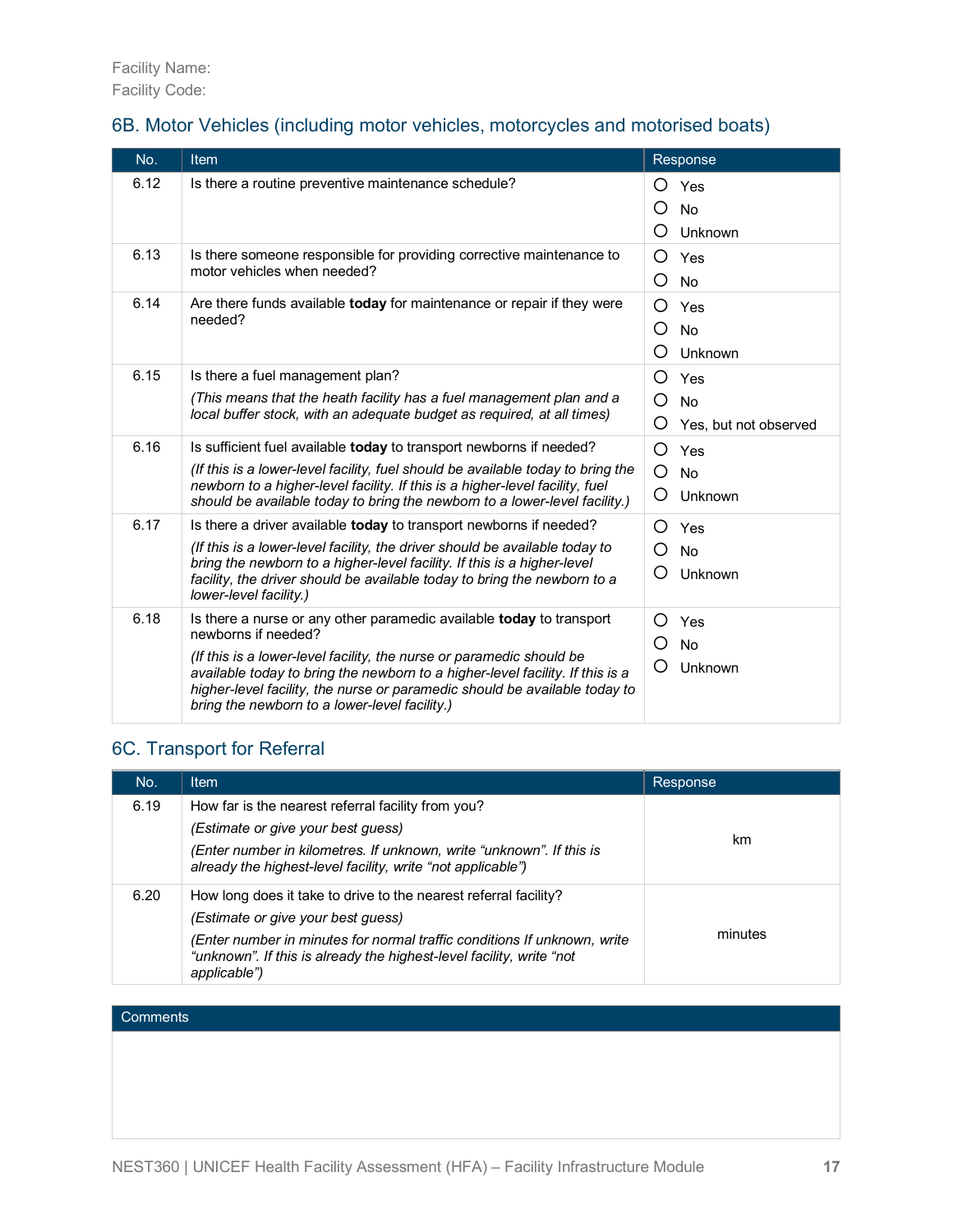Facility Name:
Facility Code:

## 6B. Motor Vehicles (including motor vehicles, motorcycles and motorised boats)

| No. | Item | Response |
|---|---|---|
| 6.12 | Is there a routine preventive maintenance schedule? | ○ Yes<br>○ No<br>○ Unknown |
| 6.13 | Is there someone responsible for providing corrective maintenance to motor vehicles when needed? | ○ Yes<br>○ No |
| 6.14 | Are there funds available **today** for maintenance or repair if they were needed? | ○ Yes<br>○ No<br>○ Unknown |
| 6.15 | Is there a fuel management plan?<br>*(This means that the heath facility has a fuel management plan and a local buffer stock, with an adequate budget as required, at all times)* | ○ Yes<br>○ No<br>○ Yes, but not observed |
| 6.16 | Is sufficient fuel available **today** to transport newborns if needed?<br>*(If this is a lower-level facility, fuel should be available today to bring the newborn to a higher-level facility. If this is a higher-level facility, fuel should be available today to bring the newborn to a lower-level facility.)* | ○ Yes<br>○ No<br>○ Unknown |
| 6.17 | Is there a driver available **today** to transport newborns if needed?<br>*(If this is a lower-level facility, the driver should be available today to bring the newborn to a higher-level facility. If this is a higher-level facility, the driver should be available today to bring the newborn to a lower-level facility.)* | ○ Yes<br>○ No<br>○ Unknown |
| 6.18 | Is there a nurse or any other paramedic available **today** to transport newborns if needed?<br>*(If this is a lower-level facility, the nurse or paramedic should be available today to bring the newborn to a higher-level facility. If this is a higher-level facility, the nurse or paramedic should be available today to bring the newborn to a lower-level facility.)* | ○ Yes<br>○ No<br>○ Unknown |

## 6C. Transport for Referral

| No. | Item | Response |
|---|---|---|
| 6.19 | How far is the nearest referral facility from you?<br>*(Estimate or give your best guess)*<br>*(Enter number in kilometres. If unknown, write "unknown". If this is already the highest-level facility, write "not applicable")* | km |
| 6.20 | How long does it take to drive to the nearest referral facility?<br>*(Estimate or give your best guess)*<br>*(Enter number in minutes for normal traffic conditions If unknown, write "unknown". If this is already the highest-level facility, write "not applicable")* | minutes |

| Comments |
|---|
| |